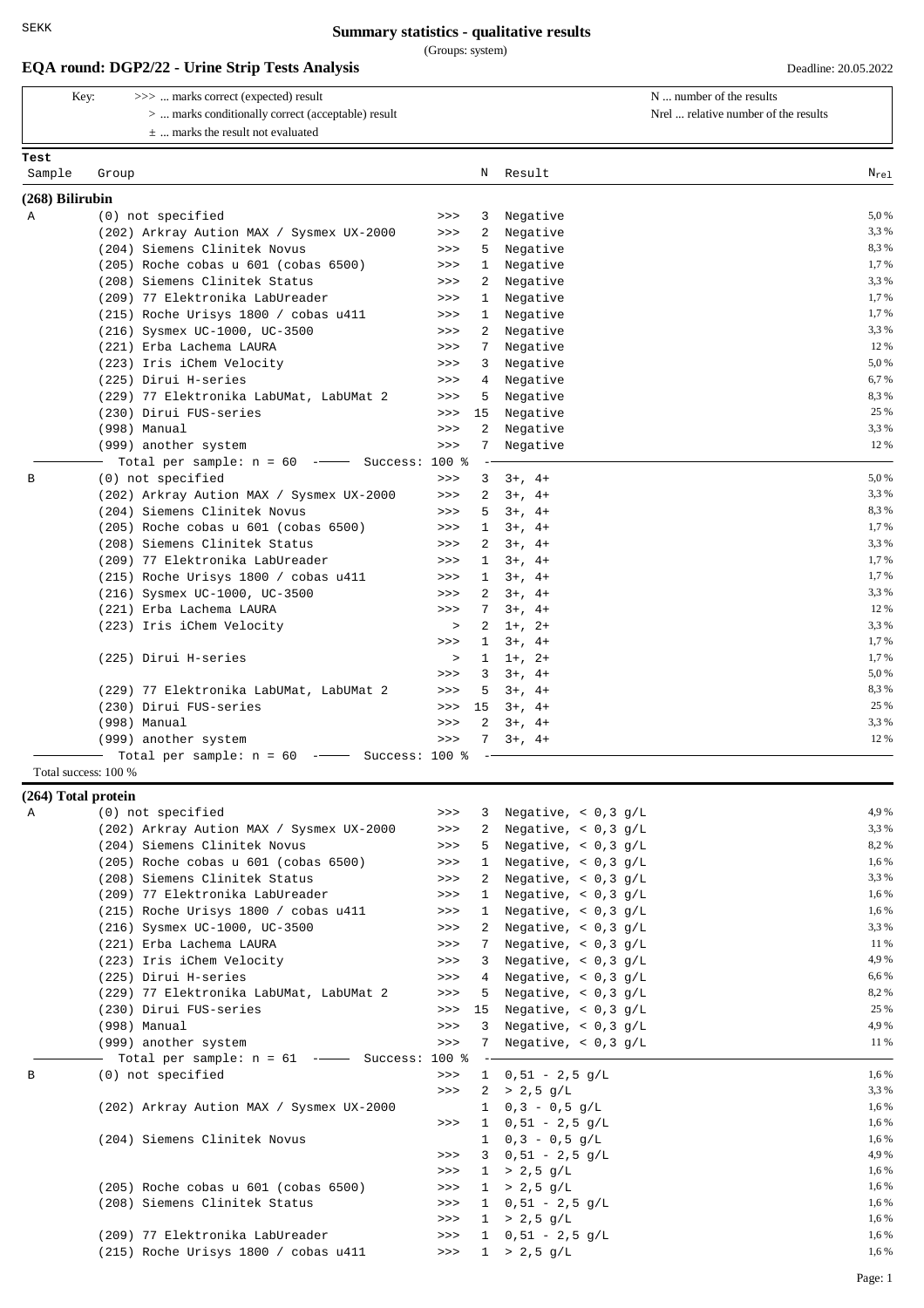SEKK

# Summary statistics - qualitative results

(Groups: system)

## EQA round: DGP2/22 - Urine Strip Tests Analysis

Deadline: 20.05.2022

Key:
- >>> ... marks correct (expected) result
- > ... marks conditionally correct (acceptable) result
- ± ... marks the result not evaluated

N ... number of the results
Nrel ... relative number of the results

### (268) Bilirubin

| Sample | Group | | N | Result | Nrel |
|---|---|---|---|---|---|
| A | (0) not specified | >>> | 3 | Negative | 5,0 % |
| | (202) Arkray Aution MAX / Sysmex UX-2000 | >>> | 2 | Negative | 3,3 % |
| | (204) Siemens Clinitek Novus | >>> | 5 | Negative | 8,3 % |
| | (205) Roche cobas u 601 (cobas 6500) | >>> | 1 | Negative | 1,7 % |
| | (208) Siemens Clinitek Status | >>> | 2 | Negative | 3,3 % |
| | (209) 77 Elektronika LabUreader | >>> | 1 | Negative | 1,7 % |
| | (215) Roche Urisys 1800 / cobas u411 | >>> | 1 | Negative | 1,7 % |
| | (216) Sysmex UC-1000, UC-3500 | >>> | 2 | Negative | 3,3 % |
| | (221) Erba Lachema LAURA | >>> | 7 | Negative | 12 % |
| | (223) Iris iChem Velocity | >>> | 3 | Negative | 5,0 % |
| | (225) Dirui H-series | >>> | 4 | Negative | 6,7 % |
| | (229) 77 Elektronika LabUMat, LabUMat 2 | >>> | 5 | Negative | 8,3 % |
| | (230) Dirui FUS-series | >>> | 15 | Negative | 25 % |
| | (998) Manual | >>> | 2 | Negative | 3,3 % |
| | (999) another system | >>> | 7 | Negative | 12 % |
| | Total per sample: n = 60 — Success: 100 % | | | | |
| B | (0) not specified | >>> | 3 | 3+, 4+ | 5,0 % |
| | (202) Arkray Aution MAX / Sysmex UX-2000 | >>> | 2 | 3+, 4+ | 3,3 % |
| | (204) Siemens Clinitek Novus | >>> | 5 | 3+, 4+ | 8,3 % |
| | (205) Roche cobas u 601 (cobas 6500) | >>> | 1 | 3+, 4+ | 1,7 % |
| | (208) Siemens Clinitek Status | >>> | 2 | 3+, 4+ | 3,3 % |
| | (209) 77 Elektronika LabUreader | >>> | 1 | 3+, 4+ | 1,7 % |
| | (215) Roche Urisys 1800 / cobas u411 | >>> | 1 | 3+, 4+ | 1,7 % |
| | (216) Sysmex UC-1000, UC-3500 | >>> | 2 | 3+, 4+ | 3,3 % |
| | (221) Erba Lachema LAURA | >>> | 7 | 3+, 4+ | 12 % |
| | (223) Iris iChem Velocity | > | 2 | 1+, 2+ | 3,3 % |
| | | >>> | 1 | 3+, 4+ | 1,7 % |
| | (225) Dirui H-series | > | 1 | 1+, 2+ | 1,7 % |
| | | >>> | 3 | 3+, 4+ | 5,0 % |
| | (229) 77 Elektronika LabUMat, LabUMat 2 | >>> | 5 | 3+, 4+ | 8,3 % |
| | (230) Dirui FUS-series | >>> | 15 | 3+, 4+ | 25 % |
| | (998) Manual | >>> | 2 | 3+, 4+ | 3,3 % |
| | (999) another system | >>> | 7 | 3+, 4+ | 12 % |
| | Total per sample: n = 60 — Success: 100 % | | | | |

Total success: 100 %

### (264) Total protein

| Sample | Group | | N | Result | Nrel |
|---|---|---|---|---|---|
| A | (0) not specified | >>> | 3 | Negative, < 0,3 g/L | 4,9 % |
| | (202) Arkray Aution MAX / Sysmex UX-2000 | >>> | 2 | Negative, < 0,3 g/L | 3,3 % |
| | (204) Siemens Clinitek Novus | >>> | 5 | Negative, < 0,3 g/L | 8,2 % |
| | (205) Roche cobas u 601 (cobas 6500) | >>> | 1 | Negative, < 0,3 g/L | 1,6 % |
| | (208) Siemens Clinitek Status | >>> | 2 | Negative, < 0,3 g/L | 3,3 % |
| | (209) 77 Elektronika LabUreader | >>> | 1 | Negative, < 0,3 g/L | 1,6 % |
| | (215) Roche Urisys 1800 / cobas u411 | >>> | 1 | Negative, < 0,3 g/L | 1,6 % |
| | (216) Sysmex UC-1000, UC-3500 | >>> | 2 | Negative, < 0,3 g/L | 3,3 % |
| | (221) Erba Lachema LAURA | >>> | 7 | Negative, < 0,3 g/L | 11 % |
| | (223) Iris iChem Velocity | >>> | 3 | Negative, < 0,3 g/L | 4,9 % |
| | (225) Dirui H-series | >>> | 4 | Negative, < 0,3 g/L | 6,6 % |
| | (229) 77 Elektronika LabUMat, LabUMat 2 | >>> | 5 | Negative, < 0,3 g/L | 8,2 % |
| | (230) Dirui FUS-series | >>> | 15 | Negative, < 0,3 g/L | 25 % |
| | (998) Manual | >>> | 3 | Negative, < 0,3 g/L | 4,9 % |
| | (999) another system | >>> | 7 | Negative, < 0,3 g/L | 11 % |
| | Total per sample: n = 61 — Success: 100 % | | | | |
| B | (0) not specified | >>> | 1 | 0,51 - 2,5 g/L | 1,6 % |
| | | >>> | 2 | > 2,5 g/L | 3,3 % |
| | (202) Arkray Aution MAX / Sysmex UX-2000 | | 1 | 0,3 - 0,5 g/L | 1,6 % |
| | | >>> | 1 | 0,51 - 2,5 g/L | 1,6 % |
| | (204) Siemens Clinitek Novus | | 1 | 0,3 - 0,5 g/L | 1,6 % |
| | | >>> | 3 | 0,51 - 2,5 g/L | 4,9 % |
| | | >>> | 1 | > 2,5 g/L | 1,6 % |
| | (205) Roche cobas u 601 (cobas 6500) | >>> | 1 | > 2,5 g/L | 1,6 % |
| | (208) Siemens Clinitek Status | >>> | 1 | 0,51 - 2,5 g/L | 1,6 % |
| | | >>> | 1 | > 2,5 g/L | 1,6 % |
| | (209) 77 Elektronika LabUreader | >>> | 1 | 0,51 - 2,5 g/L | 1,6 % |
| | (215) Roche Urisys 1800 / cobas u411 | >>> | 1 | > 2,5 g/L | 1,6 % |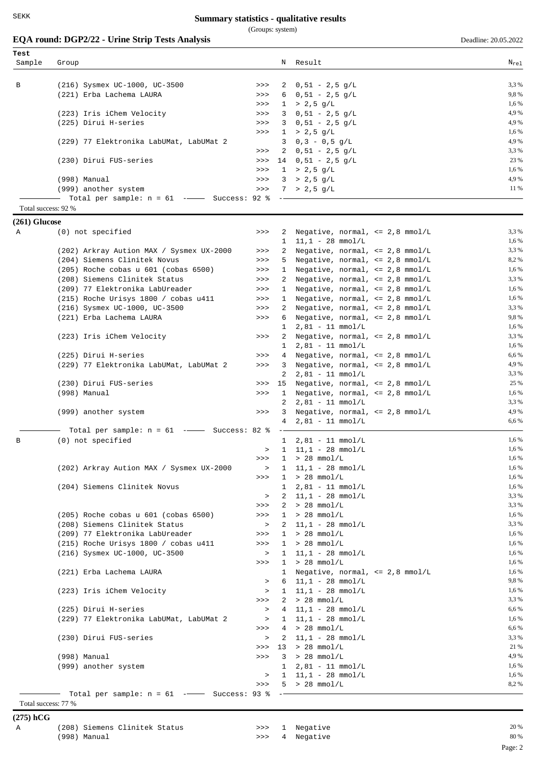# Summary statistics - qualitative results

(Groups: system)

## EQA round: DGP2/22 - Urine Strip Tests Analysis

Deadline: 20.05.2022

| Test Sample | Group | | N | Result | $N_{rel}$ |
|---|---|---|---|---|---|
| B | (216) Sysmex UC-1000, UC-3500 | >>> | 2 | 0,51 - 2,5 g/L | 3,3 % |
| | (221) Erba Lachema LAURA | >>> | 6 | 0,51 - 2,5 g/L | 9,8 % |
| | | >>> | 1 | > 2,5 g/L | 1,6 % |
| | (223) Iris iChem Velocity | >>> | 3 | 0,51 - 2,5 g/L | 4,9 % |
| | (225) Dirui H-series | >>> | 3 | 0,51 - 2,5 g/L | 4,9 % |
| | | >>> | 1 | > 2,5 g/L | 1,6 % |
| | (229) 77 Elektronika LabUMat, LabUMat 2 | | 3 | 0,3 - 0,5 g/L | 4,9 % |
| | | >>> | 2 | 0,51 - 2,5 g/L | 3,3 % |
| | (230) Dirui FUS-series | >>> | 14 | 0,51 - 2,5 g/L | 23 % |
| | | >>> | 1 | > 2,5 g/L | 1,6 % |
| | (998) Manual | >>> | 3 | > 2,5 g/L | 4,9 % |
| | (999) another system | >>> | 7 | > 2,5 g/L | 11 % |
| | Total per sample: n = 61 — Success: 92 % | | | | |

Total success: 92 %

### (261) Glucose

| Test Sample | Group | | N | Result | $N_{rel}$ |
|---|---|---|---|---|---|
| A | (0) not specified | >>> | 2 | Negative, normal, <= 2,8 mmol/L | 3,3 % |
| | | | 1 | 11,1 - 28 mmol/L | 1,6 % |
| | (202) Arkray Aution MAX / Sysmex UX-2000 | >>> | 2 | Negative, normal, <= 2,8 mmol/L | 3,3 % |
| | (204) Siemens Clinitek Novus | >>> | 5 | Negative, normal, <= 2,8 mmol/L | 8,2 % |
| | (205) Roche cobas u 601 (cobas 6500) | >>> | 1 | Negative, normal, <= 2,8 mmol/L | 1,6 % |
| | (208) Siemens Clinitek Status | >>> | 2 | Negative, normal, <= 2,8 mmol/L | 3,3 % |
| | (209) 77 Elektronika LabUreader | >>> | 1 | Negative, normal, <= 2,8 mmol/L | 1,6 % |
| | (215) Roche Urisys 1800 / cobas u411 | >>> | 1 | Negative, normal, <= 2,8 mmol/L | 1,6 % |
| | (216) Sysmex UC-1000, UC-3500 | >>> | 2 | Negative, normal, <= 2,8 mmol/L | 3,3 % |
| | (221) Erba Lachema LAURA | >>> | 6 | Negative, normal, <= 2,8 mmol/L | 9,8 % |
| | | | 1 | 2,81 - 11 mmol/L | 1,6 % |
| | (223) Iris iChem Velocity | >>> | 2 | Negative, normal, <= 2,8 mmol/L | 3,3 % |
| | | | 1 | 2,81 - 11 mmol/L | 1,6 % |
| | (225) Dirui H-series | >>> | 4 | Negative, normal, <= 2,8 mmol/L | 6,6 % |
| | (229) 77 Elektronika LabUMat, LabUMat 2 | >>> | 3 | Negative, normal, <= 2,8 mmol/L | 4,9 % |
| | | | 2 | 2,81 - 11 mmol/L | 3,3 % |
| | (230) Dirui FUS-series | >>> | 15 | Negative, normal, <= 2,8 mmol/L | 25 % |
| | (998) Manual | >>> | 1 | Negative, normal, <= 2,8 mmol/L | 1,6 % |
| | | | 2 | 2,81 - 11 mmol/L | 3,3 % |
| | (999) another system | >>> | 3 | Negative, normal, <= 2,8 mmol/L | 4,9 % |
| | | | 4 | 2,81 - 11 mmol/L | 6,6 % |
| | Total per sample: n = 61 — Success: 82 % | | | | |
| B | (0) not specified | | 1 | 2,81 - 11 mmol/L | 1,6 % |
| | | > | 1 | 11,1 - 28 mmol/L | 1,6 % |
| | | >>> | 1 | > 28 mmol/L | 1,6 % |
| | (202) Arkray Aution MAX / Sysmex UX-2000 | > | 1 | 11,1 - 28 mmol/L | 1,6 % |
| | | >>> | 1 | > 28 mmol/L | 1,6 % |
| | (204) Siemens Clinitek Novus | | 1 | 2,81 - 11 mmol/L | 1,6 % |
| | | > | 2 | 11,1 - 28 mmol/L | 3,3 % |
| | | >>> | 2 | > 28 mmol/L | 3,3 % |
| | (205) Roche cobas u 601 (cobas 6500) | >>> | 1 | > 28 mmol/L | 1,6 % |
| | (208) Siemens Clinitek Status | > | 2 | 11,1 - 28 mmol/L | 3,3 % |
| | (209) 77 Elektronika LabUreader | >>> | 1 | > 28 mmol/L | 1,6 % |
| | (215) Roche Urisys 1800 / cobas u411 | >>> | 1 | > 28 mmol/L | 1,6 % |
| | (216) Sysmex UC-1000, UC-3500 | > | 1 | 11,1 - 28 mmol/L | 1,6 % |
| | | >>> | 1 | > 28 mmol/L | 1,6 % |
| | (221) Erba Lachema LAURA | | 1 | Negative, normal, <= 2,8 mmol/L | 1,6 % |
| | | > | 6 | 11,1 - 28 mmol/L | 9,8 % |
| | (223) Iris iChem Velocity | > | 1 | 11,1 - 28 mmol/L | 1,6 % |
| | | >>> | 2 | > 28 mmol/L | 3,3 % |
| | (225) Dirui H-series | > | 4 | 11,1 - 28 mmol/L | 6,6 % |
| | (229) 77 Elektronika LabUMat, LabUMat 2 | > | 1 | 11,1 - 28 mmol/L | 1,6 % |
| | | >>> | 4 | > 28 mmol/L | 6,6 % |
| | (230) Dirui FUS-series | > | 2 | 11,1 - 28 mmol/L | 3,3 % |
| | | >>> | 13 | > 28 mmol/L | 21 % |
| | (998) Manual | >>> | 3 | > 28 mmol/L | 4,9 % |
| | (999) another system | | 1 | 2,81 - 11 mmol/L | 1,6 % |
| | | > | 1 | 11,1 - 28 mmol/L | 1,6 % |
| | | >>> | 5 | > 28 mmol/L | 8,2 % |
| | Total per sample: n = 61 — Success: 93 % | | | | |

Total success: 77 %

### (275) hCG

| Test Sample | Group | | N | Result | $N_{rel}$ |
|---|---|---|---|---|---|
| A | (208) Siemens Clinitek Status | >>> | 1 | Negative | 20 % |
| | (998) Manual | >>> | 4 | Negative | 80 % |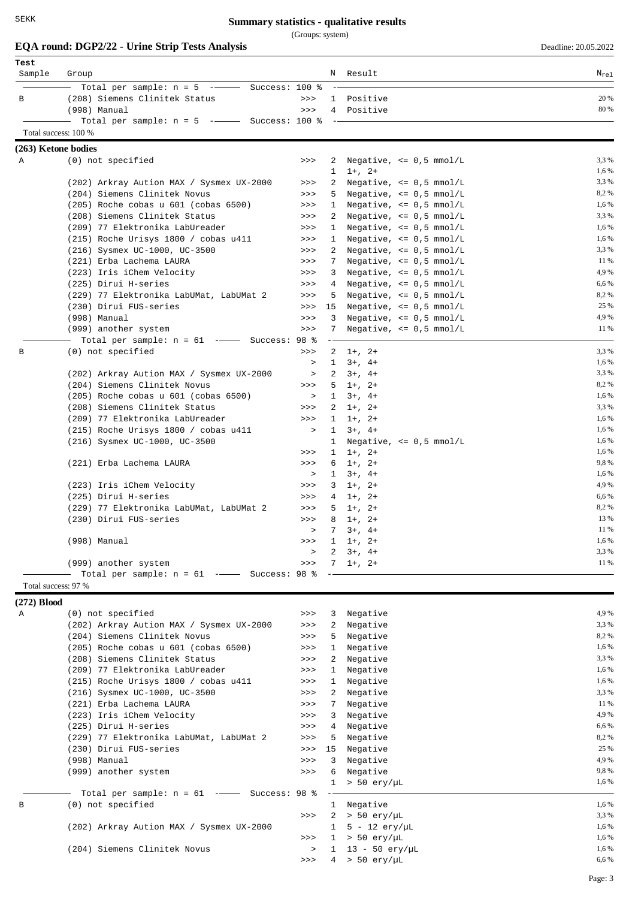# Summary statistics - qualitative results

(Groups: system)

## EQA round: DGP2/22 - Urine Strip Tests Analysis

Deadline: 20.05.2022

| Test Sample | Group | | N | Result | $N_{rel}$ |
|---|---|---|---|---|---|
| | Total per sample: n = 5 — Success: 100 % | | | | |
| B | (208) Siemens Clinitek Status | >>> | 1 | Positive | 20 % |
| | (998) Manual | >>> | 4 | Positive | 80 % |
| | Total per sample: n = 5 — Success: 100 % | | | | |

Total success: 100 %

### (263) Ketone bodies

| Test Sample | Group | | N | Result | $N_{rel}$ |
|---|---|---|---|---|---|
| A | (0) not specified | >>> | 2 | Negative, <= 0,5 mmol/L | 3,3 % |
| | | | 1 | 1+, 2+ | 1,6 % |
| | (202) Arkray Aution MAX / Sysmex UX-2000 | >>> | 2 | Negative, <= 0,5 mmol/L | 3,3 % |
| | (204) Siemens Clinitek Novus | >>> | 5 | Negative, <= 0,5 mmol/L | 8,2 % |
| | (205) Roche cobas u 601 (cobas 6500) | >>> | 1 | Negative, <= 0,5 mmol/L | 1,6 % |
| | (208) Siemens Clinitek Status | >>> | 2 | Negative, <= 0,5 mmol/L | 3,3 % |
| | (209) 77 Elektronika LabUreader | >>> | 1 | Negative, <= 0,5 mmol/L | 1,6 % |
| | (215) Roche Urisys 1800 / cobas u411 | >>> | 1 | Negative, <= 0,5 mmol/L | 1,6 % |
| | (216) Sysmex UC-1000, UC-3500 | >>> | 2 | Negative, <= 0,5 mmol/L | 3,3 % |
| | (221) Erba Lachema LAURA | >>> | 7 | Negative, <= 0,5 mmol/L | 11 % |
| | (223) Iris iChem Velocity | >>> | 3 | Negative, <= 0,5 mmol/L | 4,9 % |
| | (225) Dirui H-series | >>> | 4 | Negative, <= 0,5 mmol/L | 6,6 % |
| | (229) 77 Elektronika LabUMat, LabUMat 2 | >>> | 5 | Negative, <= 0,5 mmol/L | 8,2 % |
| | (230) Dirui FUS-series | >>> | 15 | Negative, <= 0,5 mmol/L | 25 % |
| | (998) Manual | >>> | 3 | Negative, <= 0,5 mmol/L | 4,9 % |
| | (999) another system | >>> | 7 | Negative, <= 0,5 mmol/L | 11 % |
| | Total per sample: n = 61 — Success: 98 % | | | | |
| B | (0) not specified | >>> | 2 | 1+, 2+ | 3,3 % |
| | | > | 1 | 3+, 4+ | 1,6 % |
| | (202) Arkray Aution MAX / Sysmex UX-2000 | > | 2 | 3+, 4+ | 3,3 % |
| | (204) Siemens Clinitek Novus | >>> | 5 | 1+, 2+ | 8,2 % |
| | (205) Roche cobas u 601 (cobas 6500) | > | 1 | 3+, 4+ | 1,6 % |
| | (208) Siemens Clinitek Status | >>> | 2 | 1+, 2+ | 3,3 % |
| | (209) 77 Elektronika LabUreader | >>> | 1 | 1+, 2+ | 1,6 % |
| | (215) Roche Urisys 1800 / cobas u411 | > | 1 | 3+, 4+ | 1,6 % |
| | (216) Sysmex UC-1000, UC-3500 | | 1 | Negative, <= 0,5 mmol/L | 1,6 % |
| | | >>> | 1 | 1+, 2+ | 1,6 % |
| | (221) Erba Lachema LAURA | >>> | 6 | 1+, 2+ | 9,8 % |
| | | > | 1 | 3+, 4+ | 1,6 % |
| | (223) Iris iChem Velocity | >>> | 3 | 1+, 2+ | 4,9 % |
| | (225) Dirui H-series | >>> | 4 | 1+, 2+ | 6,6 % |
| | (229) 77 Elektronika LabUMat, LabUMat 2 | >>> | 5 | 1+, 2+ | 8,2 % |
| | (230) Dirui FUS-series | >>> | 8 | 1+, 2+ | 13 % |
| | | > | 7 | 3+, 4+ | 11 % |
| | (998) Manual | >>> | 1 | 1+, 2+ | 1,6 % |
| | | > | 2 | 3+, 4+ | 3,3 % |
| | (999) another system | >>> | 7 | 1+, 2+ | 11 % |
| | Total per sample: n = 61 — Success: 98 % | | | | |

Total success: 97 %

### (272) Blood

| Test Sample | Group | | N | Result | $N_{rel}$ |
|---|---|---|---|---|---|
| A | (0) not specified | >>> | 3 | Negative | 4,9 % |
| | (202) Arkray Aution MAX / Sysmex UX-2000 | >>> | 2 | Negative | 3,3 % |
| | (204) Siemens Clinitek Novus | >>> | 5 | Negative | 8,2 % |
| | (205) Roche cobas u 601 (cobas 6500) | >>> | 1 | Negative | 1,6 % |
| | (208) Siemens Clinitek Status | >>> | 2 | Negative | 3,3 % |
| | (209) 77 Elektronika LabUreader | >>> | 1 | Negative | 1,6 % |
| | (215) Roche Urisys 1800 / cobas u411 | >>> | 1 | Negative | 1,6 % |
| | (216) Sysmex UC-1000, UC-3500 | >>> | 2 | Negative | 3,3 % |
| | (221) Erba Lachema LAURA | >>> | 7 | Negative | 11 % |
| | (223) Iris iChem Velocity | >>> | 3 | Negative | 4,9 % |
| | (225) Dirui H-series | >>> | 4 | Negative | 6,6 % |
| | (229) 77 Elektronika LabUMat, LabUMat 2 | >>> | 5 | Negative | 8,2 % |
| | (230) Dirui FUS-series | >>> | 15 | Negative | 25 % |
| | (998) Manual | >>> | 3 | Negative | 4,9 % |
| | (999) another system | >>> | 6 | Negative | 9,8 % |
| | | | 1 | > 50 ery/µL | 1,6 % |
| | Total per sample: n = 61 — Success: 98 % | | | | |
| B | (0) not specified | | 1 | Negative | 1,6 % |
| | | >>> | 2 | > 50 ery/µL | 3,3 % |
| | (202) Arkray Aution MAX / Sysmex UX-2000 | | 1 | 5 - 12 ery/µL | 1,6 % |
| | | >>> | 1 | > 50 ery/µL | 1,6 % |
| | (204) Siemens Clinitek Novus | > | 1 | 13 - 50 ery/µL | 1,6 % |
| | | >>> | 4 | > 50 ery/µL | 6,6 % |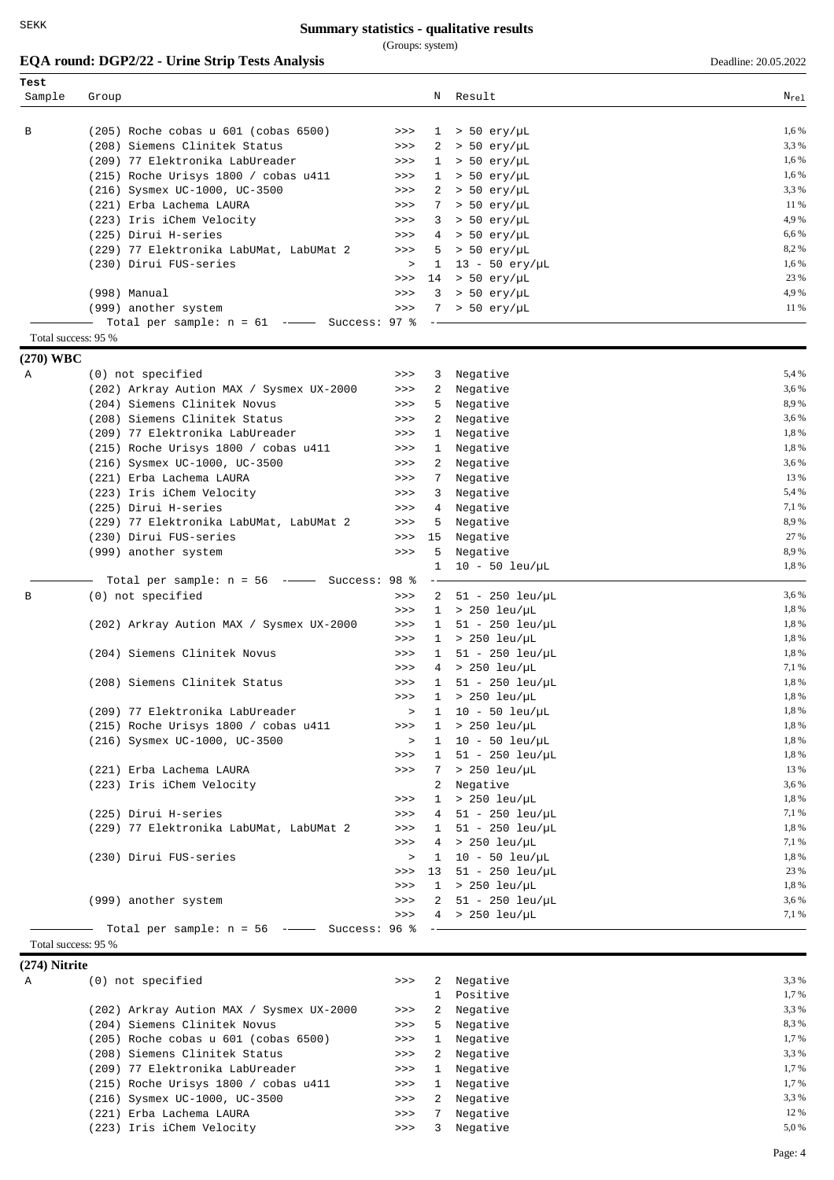**Summary statistics - qualitative results**

(Groups: system)

**EQA round: DGP2/22 - Urine Strip Tests Analysis**

Deadline: 20.05.2022

| Test Sample | Group | | N | Result | N<sub>rel</sub> |
|---|---|---|---|---|---|
| B | (205) Roche cobas u 601 (cobas 6500) | >>> | 1 | > 50 ery/µL | 1,6 % |
| | (208) Siemens Clinitek Status | >>> | 2 | > 50 ery/µL | 3,3 % |
| | (209) 77 Elektronika LabUreader | >>> | 1 | > 50 ery/µL | 1,6 % |
| | (215) Roche Urisys 1800 / cobas u411 | >>> | 1 | > 50 ery/µL | 1,6 % |
| | (216) Sysmex UC-1000, UC-3500 | >>> | 2 | > 50 ery/µL | 3,3 % |
| | (221) Erba Lachema LAURA | >>> | 7 | > 50 ery/µL | 11 % |
| | (223) Iris iChem Velocity | >>> | 3 | > 50 ery/µL | 4,9 % |
| | (225) Dirui H-series | >>> | 4 | > 50 ery/µL | 6,6 % |
| | (229) 77 Elektronika LabUMat, LabUMat 2 | >>> | 5 | > 50 ery/µL | 8,2 % |
| | (230) Dirui FUS-series | > | 1 | 13 - 50 ery/µL | 1,6 % |
| | | >>> | 14 | > 50 ery/µL | 23 % |
| | (998) Manual | >>> | 3 | > 50 ery/µL | 4,9 % |
| | (999) another system | >>> | 7 | > 50 ery/µL | 11 % |
| | Total per sample: n = 61 — Success: 97 % | | | | |

Total success: 95 %

**(270) WBC**

| Test Sample | Group | | N | Result | N<sub>rel</sub> |
|---|---|---|---|---|---|
| A | (0) not specified | >>> | 3 | Negative | 5,4 % |
| | (202) Arkray Aution MAX / Sysmex UX-2000 | >>> | 2 | Negative | 3,6 % |
| | (204) Siemens Clinitek Novus | >>> | 5 | Negative | 8,9 % |
| | (208) Siemens Clinitek Status | >>> | 2 | Negative | 3,6 % |
| | (209) 77 Elektronika LabUreader | >>> | 1 | Negative | 1,8 % |
| | (215) Roche Urisys 1800 / cobas u411 | >>> | 1 | Negative | 1,8 % |
| | (216) Sysmex UC-1000, UC-3500 | >>> | 2 | Negative | 3,6 % |
| | (221) Erba Lachema LAURA | >>> | 7 | Negative | 13 % |
| | (223) Iris iChem Velocity | >>> | 3 | Negative | 5,4 % |
| | (225) Dirui H-series | >>> | 4 | Negative | 7,1 % |
| | (229) 77 Elektronika LabUMat, LabUMat 2 | >>> | 5 | Negative | 8,9 % |
| | (230) Dirui FUS-series | >>> | 15 | Negative | 27 % |
| | (999) another system | >>> | 5 | Negative | 8,9 % |
| | | | 1 | 10 - 50 leu/µL | 1,8 % |
| | Total per sample: n = 56 — Success: 98 % | | | | |
| B | (0) not specified | >>> | 2 | 51 - 250 leu/µL | 3,6 % |
| | | >>> | 1 | > 250 leu/µL | 1,8 % |
| | (202) Arkray Aution MAX / Sysmex UX-2000 | >>> | 1 | 51 - 250 leu/µL | 1,8 % |
| | | >>> | 1 | > 250 leu/µL | 1,8 % |
| | (204) Siemens Clinitek Novus | >>> | 1 | 51 - 250 leu/µL | 1,8 % |
| | | >>> | 4 | > 250 leu/µL | 7,1 % |
| | (208) Siemens Clinitek Status | >>> | 1 | 51 - 250 leu/µL | 1,8 % |
| | | >>> | 1 | > 250 leu/µL | 1,8 % |
| | (209) 77 Elektronika LabUreader | > | 1 | 10 - 50 leu/µL | 1,8 % |
| | (215) Roche Urisys 1800 / cobas u411 | >>> | 1 | > 250 leu/µL | 1,8 % |
| | (216) Sysmex UC-1000, UC-3500 | > | 1 | 10 - 50 leu/µL | 1,8 % |
| | | >>> | 1 | 51 - 250 leu/µL | 1,8 % |
| | (221) Erba Lachema LAURA | >>> | 7 | > 250 leu/µL | 13 % |
| | (223) Iris iChem Velocity | | 2 | Negative | 3,6 % |
| | | >>> | 1 | > 250 leu/µL | 1,8 % |
| | (225) Dirui H-series | >>> | 4 | 51 - 250 leu/µL | 7,1 % |
| | (229) 77 Elektronika LabUMat, LabUMat 2 | >>> | 1 | 51 - 250 leu/µL | 1,8 % |
| | | >>> | 4 | > 250 leu/µL | 7,1 % |
| | (230) Dirui FUS-series | > | 1 | 10 - 50 leu/µL | 1,8 % |
| | | >>> | 13 | 51 - 250 leu/µL | 23 % |
| | | >>> | 1 | > 250 leu/µL | 1,8 % |
| | (999) another system | >>> | 2 | 51 - 250 leu/µL | 3,6 % |
| | | >>> | 4 | > 250 leu/µL | 7,1 % |
| | Total per sample: n = 56 — Success: 96 % | | | | |

Total success: 95 %

**(274) Nitrite**

| Test Sample | Group | | N | Result | N<sub>rel</sub> |
|---|---|---|---|---|---|
| A | (0) not specified | >>> | 2 | Negative | 3,3 % |
| | | | 1 | Positive | 1,7 % |
| | (202) Arkray Aution MAX / Sysmex UX-2000 | >>> | 2 | Negative | 3,3 % |
| | (204) Siemens Clinitek Novus | >>> | 5 | Negative | 8,3 % |
| | (205) Roche cobas u 601 (cobas 6500) | >>> | 1 | Negative | 1,7 % |
| | (208) Siemens Clinitek Status | >>> | 2 | Negative | 3,3 % |
| | (209) 77 Elektronika LabUreader | >>> | 1 | Negative | 1,7 % |
| | (215) Roche Urisys 1800 / cobas u411 | >>> | 1 | Negative | 1,7 % |
| | (216) Sysmex UC-1000, UC-3500 | >>> | 2 | Negative | 3,3 % |
| | (221) Erba Lachema LAURA | >>> | 7 | Negative | 12 % |
| | (223) Iris iChem Velocity | >>> | 3 | Negative | 5,0 % |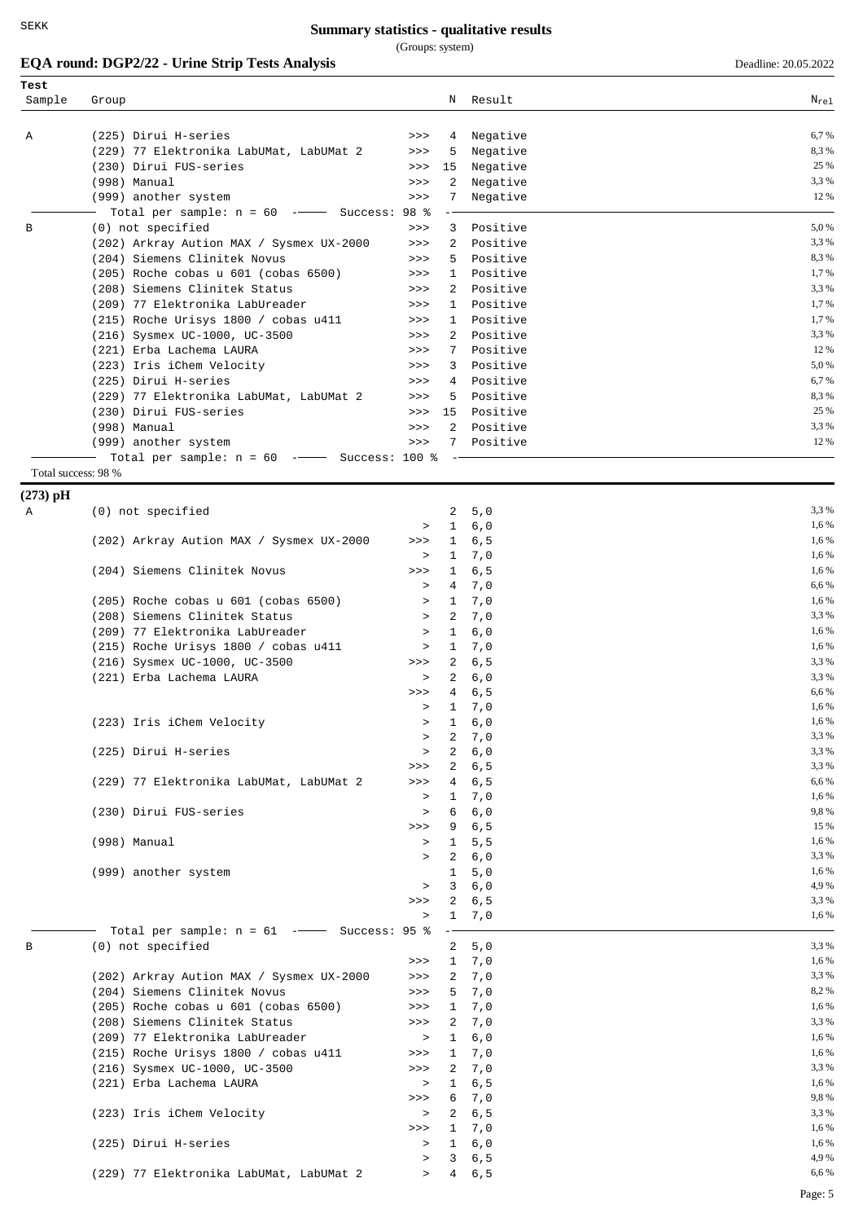SEKK

# Summary statistics - qualitative results

(Groups: system)

## EQA round: DGP2/22 - Urine Strip Tests Analysis

Deadline: 20.05.2022

| Test Sample | Group | | N | Result | $N_{rel}$ |
|---|---|---|---|---|---|
| A | (225) Dirui H-series | >>> | 4 | Negative | 6,7 % |
| | (229) 77 Elektronika LabUMat, LabUMat 2 | >>> | 5 | Negative | 8,3 % |
| | (230) Dirui FUS-series | >>> | 15 | Negative | 25 % |
| | (998) Manual | >>> | 2 | Negative | 3,3 % |
| | (999) another system | >>> | 7 | Negative | 12 % |
| | Total per sample: n = 60 — Success: 98 % | | | | |
| B | (0) not specified | >>> | 3 | Positive | 5,0 % |
| | (202) Arkray Aution MAX / Sysmex UX-2000 | >>> | 2 | Positive | 3,3 % |
| | (204) Siemens Clinitek Novus | >>> | 5 | Positive | 8,3 % |
| | (205) Roche cobas u 601 (cobas 6500) | >>> | 1 | Positive | 1,7 % |
| | (208) Siemens Clinitek Status | >>> | 2 | Positive | 3,3 % |
| | (209) 77 Elektronika LabUreader | >>> | 1 | Positive | 1,7 % |
| | (215) Roche Urisys 1800 / cobas u411 | >>> | 1 | Positive | 1,7 % |
| | (216) Sysmex UC-1000, UC-3500 | >>> | 2 | Positive | 3,3 % |
| | (221) Erba Lachema LAURA | >>> | 7 | Positive | 12 % |
| | (223) Iris iChem Velocity | >>> | 3 | Positive | 5,0 % |
| | (225) Dirui H-series | >>> | 4 | Positive | 6,7 % |
| | (229) 77 Elektronika LabUMat, LabUMat 2 | >>> | 5 | Positive | 8,3 % |
| | (230) Dirui FUS-series | >>> | 15 | Positive | 25 % |
| | (998) Manual | >>> | 2 | Positive | 3,3 % |
| | (999) another system | >>> | 7 | Positive | 12 % |
| | Total per sample: n = 60 — Success: 100 % | | | | |

Total success: 98 %

### (273) pH

| Sample | Group | | N | Result | $N_{rel}$ |
|---|---|---|---|---|---|
| A | (0) not specified | | 2 | 5,0 | 3,3 % |
| | | > | 1 | 6,0 | 1,6 % |
| | (202) Arkray Aution MAX / Sysmex UX-2000 | >>> | 1 | 6,5 | 1,6 % |
| | | > | 1 | 7,0 | 1,6 % |
| | (204) Siemens Clinitek Novus | >>> | 1 | 6,5 | 1,6 % |
| | | > | 4 | 7,0 | 6,6 % |
| | (205) Roche cobas u 601 (cobas 6500) | > | 1 | 7,0 | 1,6 % |
| | (208) Siemens Clinitek Status | > | 2 | 7,0 | 3,3 % |
| | (209) 77 Elektronika LabUreader | > | 1 | 6,0 | 1,6 % |
| | (215) Roche Urisys 1800 / cobas u411 | > | 1 | 7,0 | 1,6 % |
| | (216) Sysmex UC-1000, UC-3500 | >>> | 2 | 6,5 | 3,3 % |
| | (221) Erba Lachema LAURA | > | 2 | 6,0 | 3,3 % |
| | | >>> | 4 | 6,5 | 6,6 % |
| | | > | 1 | 7,0 | 1,6 % |
| | (223) Iris iChem Velocity | > | 1 | 6,0 | 1,6 % |
| | | > | 2 | 7,0 | 3,3 % |
| | (225) Dirui H-series | > | 2 | 6,0 | 3,3 % |
| | | >>> | 2 | 6,5 | 3,3 % |
| | (229) 77 Elektronika LabUMat, LabUMat 2 | >>> | 4 | 6,5 | 6,6 % |
| | | > | 1 | 7,0 | 1,6 % |
| | (230) Dirui FUS-series | > | 6 | 6,0 | 9,8 % |
| | | >>> | 9 | 6,5 | 15 % |
| | (998) Manual | > | 1 | 5,5 | 1,6 % |
| | | > | 2 | 6,0 | 3,3 % |
| | (999) another system | | 1 | 5,0 | 1,6 % |
| | | > | 3 | 6,0 | 4,9 % |
| | | >>> | 2 | 6,5 | 3,3 % |
| | | > | 1 | 7,0 | 1,6 % |
| | Total per sample: n = 61 — Success: 95 % | | | | |
| B | (0) not specified | | 2 | 5,0 | 3,3 % |
| | | >>> | 1 | 7,0 | 1,6 % |
| | (202) Arkray Aution MAX / Sysmex UX-2000 | >>> | 2 | 7,0 | 3,3 % |
| | (204) Siemens Clinitek Novus | >>> | 5 | 7,0 | 8,2 % |
| | (205) Roche cobas u 601 (cobas 6500) | >>> | 1 | 7,0 | 1,6 % |
| | (208) Siemens Clinitek Status | >>> | 2 | 7,0 | 3,3 % |
| | (209) 77 Elektronika LabUreader | > | 1 | 6,0 | 1,6 % |
| | (215) Roche Urisys 1800 / cobas u411 | >>> | 1 | 7,0 | 1,6 % |
| | (216) Sysmex UC-1000, UC-3500 | >>> | 2 | 7,0 | 3,3 % |
| | (221) Erba Lachema LAURA | > | 1 | 6,5 | 1,6 % |
| | | >>> | 6 | 7,0 | 9,8 % |
| | (223) Iris iChem Velocity | > | 2 | 6,5 | 3,3 % |
| | | >>> | 1 | 7,0 | 1,6 % |
| | (225) Dirui H-series | > | 1 | 6,0 | 1,6 % |
| | | > | 3 | 6,5 | 4,9 % |
| | (229) 77 Elektronika LabUMat, LabUMat 2 | > | 4 | 6,5 | 6,6 % |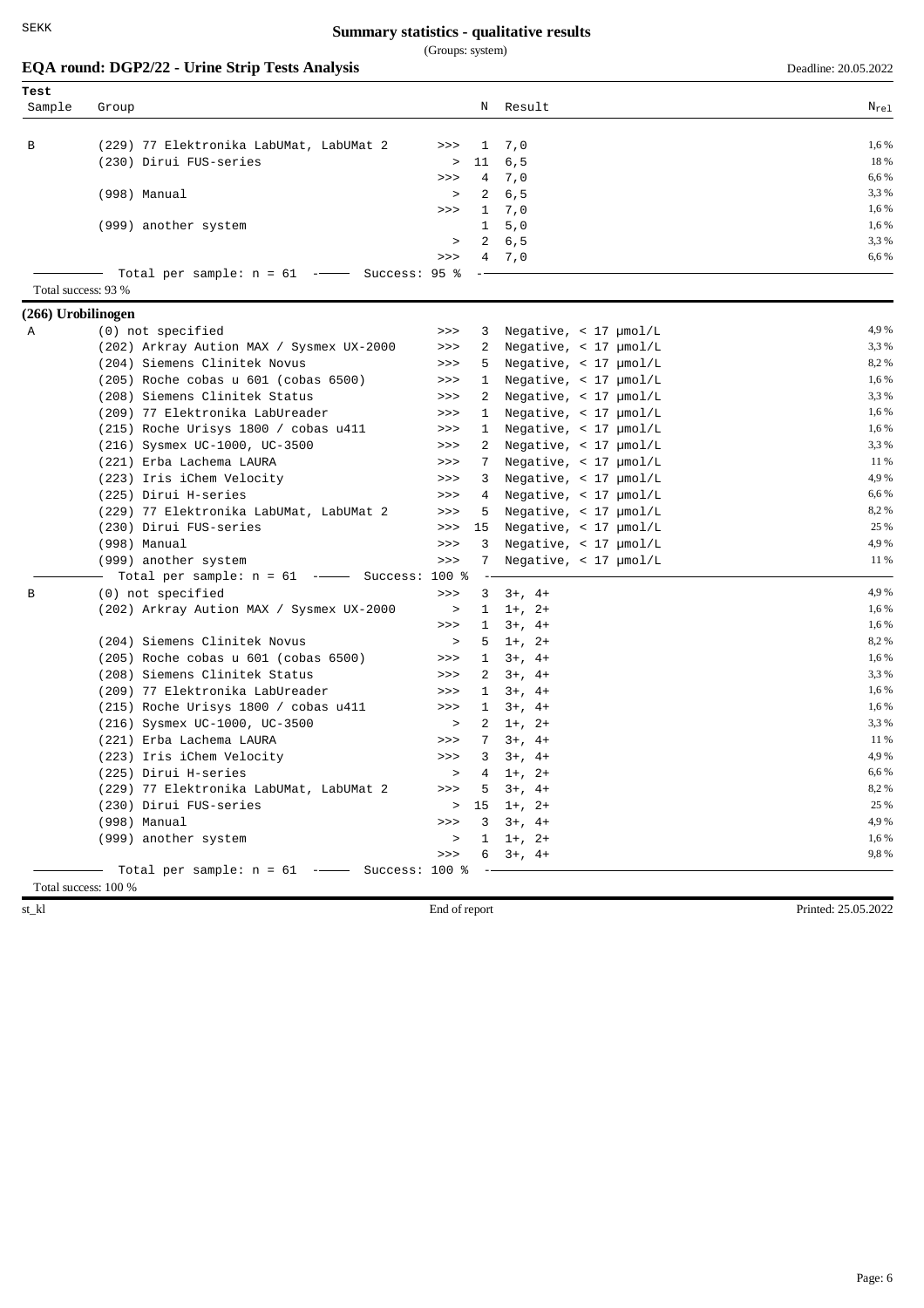# Summary statistics - qualitative results

(Groups: system)

## EQA round: DGP2/22 - Urine Strip Tests Analysis

Deadline: 20.05.2022

| Test Sample | Group | | N | Result | $N_{rel}$ |
|---|---|---|---|---|---|
| B | (229) 77 Elektronika LabUMat, LabUMat 2 | >>> | 1 | 7,0 | 1,6 % |
| | (230) Dirui FUS-series | > | 11 | 6,5 | 18 % |
| | | >>> | 4 | 7,0 | 6,6 % |
| | (998) Manual | > | 2 | 6,5 | 3,3 % |
| | | >>> | 1 | 7,0 | 1,6 % |
| | (999) another system | | 1 | 5,0 | 1,6 % |
| | | > | 2 | 6,5 | 3,3 % |
| | | >>> | 4 | 7,0 | 6,6 % |
| | Total per sample: n = 61 | Success: 95 % | | | |

Total success: 93 %

### (266) Urobilinogen

| Test Sample | Group | | N | Result | $N_{rel}$ |
|---|---|---|---|---|---|
| A | (0) not specified | >>> | 3 | Negative, < 17 µmol/L | 4,9 % |
| | (202) Arkray Aution MAX / Sysmex UX-2000 | >>> | 2 | Negative, < 17 µmol/L | 3,3 % |
| | (204) Siemens Clinitek Novus | >>> | 5 | Negative, < 17 µmol/L | 8,2 % |
| | (205) Roche cobas u 601 (cobas 6500) | >>> | 1 | Negative, < 17 µmol/L | 1,6 % |
| | (208) Siemens Clinitek Status | >>> | 2 | Negative, < 17 µmol/L | 3,3 % |
| | (209) 77 Elektronika LabUreader | >>> | 1 | Negative, < 17 µmol/L | 1,6 % |
| | (215) Roche Urisys 1800 / cobas u411 | >>> | 1 | Negative, < 17 µmol/L | 1,6 % |
| | (216) Sysmex UC-1000, UC-3500 | >>> | 2 | Negative, < 17 µmol/L | 3,3 % |
| | (221) Erba Lachema LAURA | >>> | 7 | Negative, < 17 µmol/L | 11 % |
| | (223) Iris iChem Velocity | >>> | 3 | Negative, < 17 µmol/L | 4,9 % |
| | (225) Dirui H-series | >>> | 4 | Negative, < 17 µmol/L | 6,6 % |
| | (229) 77 Elektronika LabUMat, LabUMat 2 | >>> | 5 | Negative, < 17 µmol/L | 8,2 % |
| | (230) Dirui FUS-series | >>> | 15 | Negative, < 17 µmol/L | 25 % |
| | (998) Manual | >>> | 3 | Negative, < 17 µmol/L | 4,9 % |
| | (999) another system | >>> | 7 | Negative, < 17 µmol/L | 11 % |
| | Total per sample: n = 61 | Success: 100 % | | | |
| B | (0) not specified | >>> | 3 | 3+, 4+ | 4,9 % |
| | (202) Arkray Aution MAX / Sysmex UX-2000 | > | 1 | 1+, 2+ | 1,6 % |
| | | >>> | 1 | 3+, 4+ | 1,6 % |
| | (204) Siemens Clinitek Novus | > | 5 | 1+, 2+ | 8,2 % |
| | (205) Roche cobas u 601 (cobas 6500) | >>> | 1 | 3+, 4+ | 1,6 % |
| | (208) Siemens Clinitek Status | >>> | 2 | 3+, 4+ | 3,3 % |
| | (209) 77 Elektronika LabUreader | >>> | 1 | 3+, 4+ | 1,6 % |
| | (215) Roche Urisys 1800 / cobas u411 | >>> | 1 | 3+, 4+ | 1,6 % |
| | (216) Sysmex UC-1000, UC-3500 | > | 2 | 1+, 2+ | 3,3 % |
| | (221) Erba Lachema LAURA | >>> | 7 | 3+, 4+ | 11 % |
| | (223) Iris iChem Velocity | >>> | 3 | 3+, 4+ | 4,9 % |
| | (225) Dirui H-series | > | 4 | 1+, 2+ | 6,6 % |
| | (229) 77 Elektronika LabUMat, LabUMat 2 | >>> | 5 | 3+, 4+ | 8,2 % |
| | (230) Dirui FUS-series | > | 15 | 1+, 2+ | 25 % |
| | (998) Manual | >>> | 3 | 3+, 4+ | 4,9 % |
| | (999) another system | > | 1 | 1+, 2+ | 1,6 % |
| | | >>> | 6 | 3+, 4+ | 9,8 % |
| | Total per sample: n = 61 | Success: 100 % | | | |

Total success: 100 %

st_kl — End of report — Printed: 25.05.2022